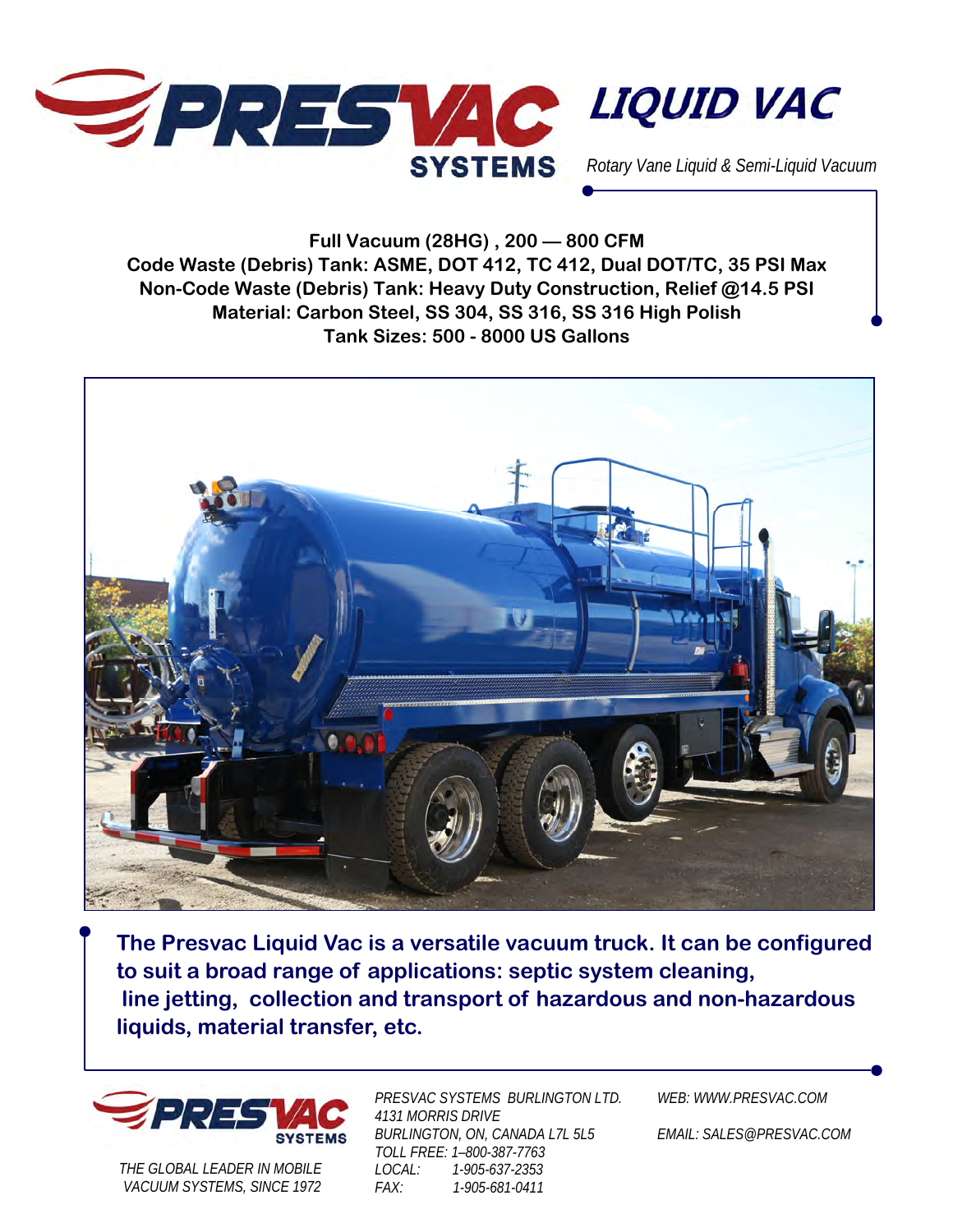# PRESVAC SYSTEMS LIQUID VAC

*Rotary Vane Liquid & Semi-Liquid Vacuum*

**Full Vacuum (28HG) , 200 — 800 CFM**
**Code Waste (Debris) Tank: ASME, DOT 412, TC 412, Dual DOT/TC, 35 PSI Max**
**Non-Code Waste (Debris) Tank: Heavy Duty Construction, Relief @14.5 PSI**
**Material: Carbon Steel, SS 304, SS 316, SS 316 High Polish**
**Tank Sizes: 500 - 8000 US Gallons**

**The Presvac Liquid Vac is a versatile vacuum truck. It can be configured to suit a broad range of applications: septic system cleaning, line jetting, collection and transport of hazardous and non-hazardous liquids, material transfer, etc.**

PRESVAC SYSTEMS

*THE GLOBAL LEADER IN MOBILE VACUUM SYSTEMS, SINCE 1972*

*PRESVAC SYSTEMS BURLINGTON LTD.*
*4131 MORRIS DRIVE*
*BURLINGTON, ON, CANADA L7L 5L5*
*TOLL FREE: 1–800-387-7763*
*LOCAL: 1-905-637-2353*
*FAX: 1-905-681-0411*

*WEB: WWW.PRESVAC.COM*

*EMAIL: SALES@PRESVAC.COM*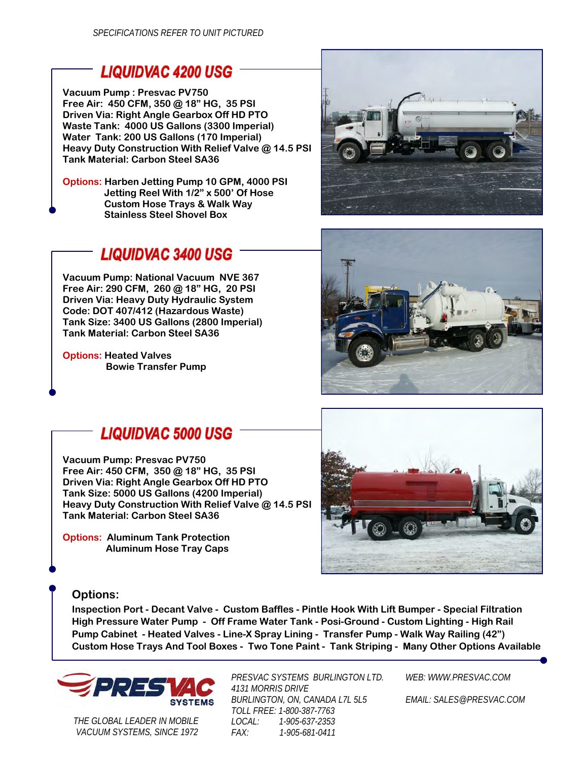*SPECIFICATIONS REFER TO UNIT PICTURED*

## LIQUIDVAC 4200 USG

**Vacuum Pump : Presvac PV750**
**Free Air: 450 CFM, 350 @ 18" HG, 35 PSI**
**Driven Via: Right Angle Gearbox Off HD PTO**
**Waste Tank: 4000 US Gallons (3300 Imperial)**
**Water Tank: 200 US Gallons (170 Imperial)**
**Heavy Duty Construction With Relief Valve @ 14.5 PSI**
**Tank Material: Carbon Steel SA36**

**Options:** **Harben Jetting Pump 10 GPM, 4000 PSI**
**Jetting Reel With 1/2" x 500' Of Hose**
**Custom Hose Trays & Walk Way**
**Stainless Steel Shovel Box**

## LIQUIDVAC 3400 USG

**Vacuum Pump: National Vacuum NVE 367**
**Free Air: 290 CFM, 260 @ 18" HG, 20 PSI**
**Driven Via: Heavy Duty Hydraulic System**
**Code: DOT 407/412 (Hazardous Waste)**
**Tank Size: 3400 US Gallons (2800 Imperial)**
**Tank Material: Carbon Steel SA36**

**Options:** **Heated Valves**
**Bowie Transfer Pump**

## LIQUIDVAC 5000 USG

**Vacuum Pump: Presvac PV750**
**Free Air: 450 CFM, 350 @ 18" HG, 35 PSI**
**Driven Via: Right Angle Gearbox Off HD PTO**
**Tank Size: 5000 US Gallons (4200 Imperial)**
**Heavy Duty Construction With Relief Valve @ 14.5 PSI**
**Tank Material: Carbon Steel SA36**

**Options:** **Aluminum Tank Protection**
**Aluminum Hose Tray Caps**

### Options:

**Inspection Port - Decant Valve - Custom Baffles - Pintle Hook With Lift Bumper - Special Filtration High Pressure Water Pump - Off Frame Water Tank - Posi-Ground - Custom Lighting - High Rail Pump Cabinet - Heated Valves - Line-X Spray Lining - Transfer Pump - Walk Way Railing (42") Custom Hose Trays And Tool Boxes - Two Tone Paint - Tank Striping - Many Other Options Available**

PRESVAC SYSTEMS

*THE GLOBAL LEADER IN MOBILE VACUUM SYSTEMS, SINCE 1972*

*PRESVAC SYSTEMS BURLINGTON LTD.*
*4131 MORRIS DRIVE*
*BURLINGTON, ON, CANADA L7L 5L5*
*TOLL FREE: 1-800-387-7763*
*LOCAL: 1-905-637-2353*
*FAX: 1-905-681-0411*

*WEB: WWW.PRESVAC.COM*

*EMAIL: SALES@PRESVAC.COM*